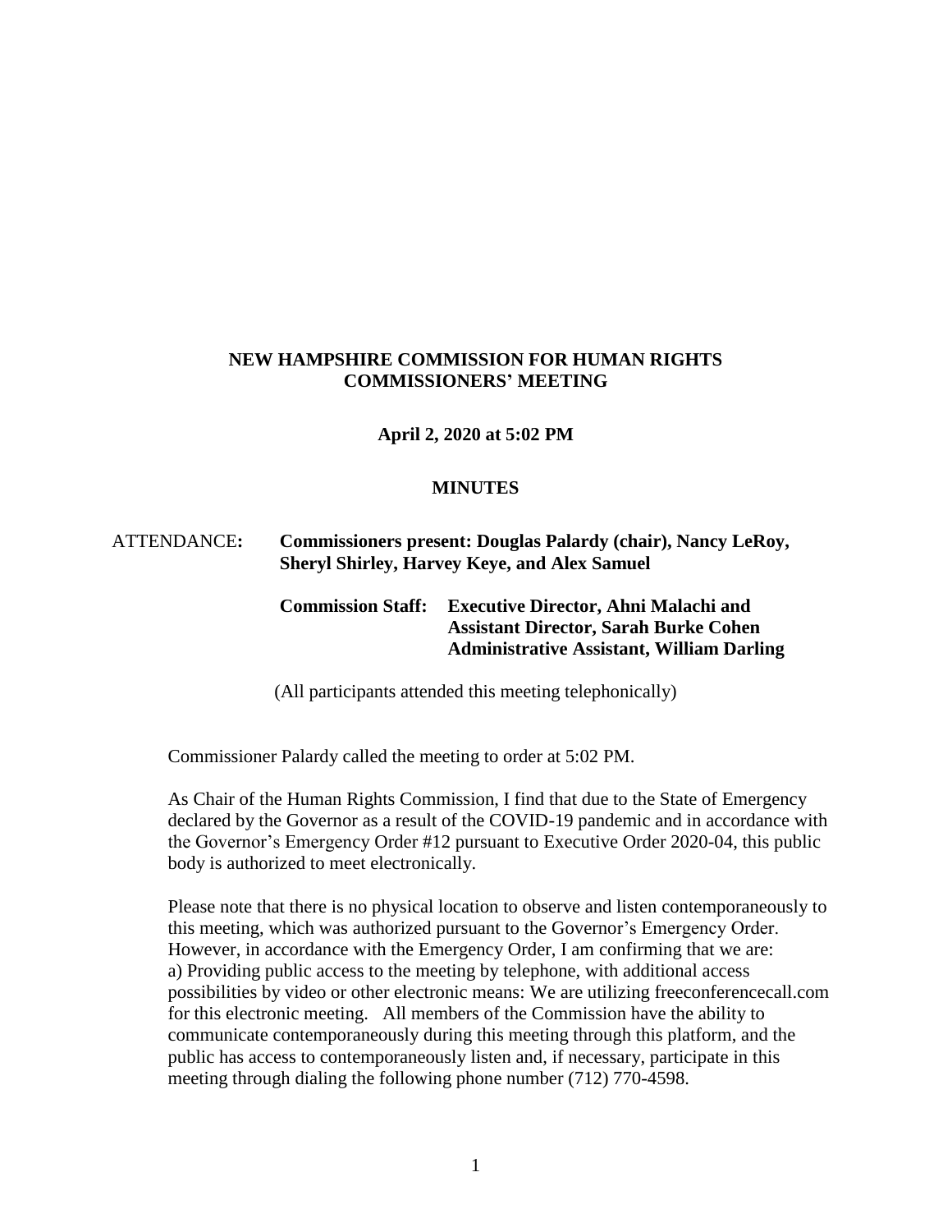**NEW HAMPSHIRE COMMISSION FOR HUMAN RIGHTS**
**COMMISSIONERS' MEETING**

**April 2, 2020 at 5:02 PM**

**MINUTES**

ATTENDANCE: **Commissioners present: Douglas Palardy (chair), Nancy LeRoy, Sheryl Shirley, Harvey Keye, and Alex Samuel**

**Commission Staff: Executive Director, Ahni Malachi and Assistant Director, Sarah Burke Cohen Administrative Assistant, William Darling**

(All participants attended this meeting telephonically)

Commissioner Palardy called the meeting to order at 5:02 PM.

As Chair of the Human Rights Commission, I find that due to the State of Emergency declared by the Governor as a result of the COVID-19 pandemic and in accordance with the Governor's Emergency Order #12 pursuant to Executive Order 2020-04, this public body is authorized to meet electronically.

Please note that there is no physical location to observe and listen contemporaneously to this meeting, which was authorized pursuant to the Governor's Emergency Order. However, in accordance with the Emergency Order, I am confirming that we are:
a) Providing public access to the meeting by telephone, with additional access possibilities by video or other electronic means: We are utilizing freeconferencecall.com for this electronic meeting. All members of the Commission have the ability to communicate contemporaneously during this meeting through this platform, and the public has access to contemporaneously listen and, if necessary, participate in this meeting through dialing the following phone number (712) 770-4598.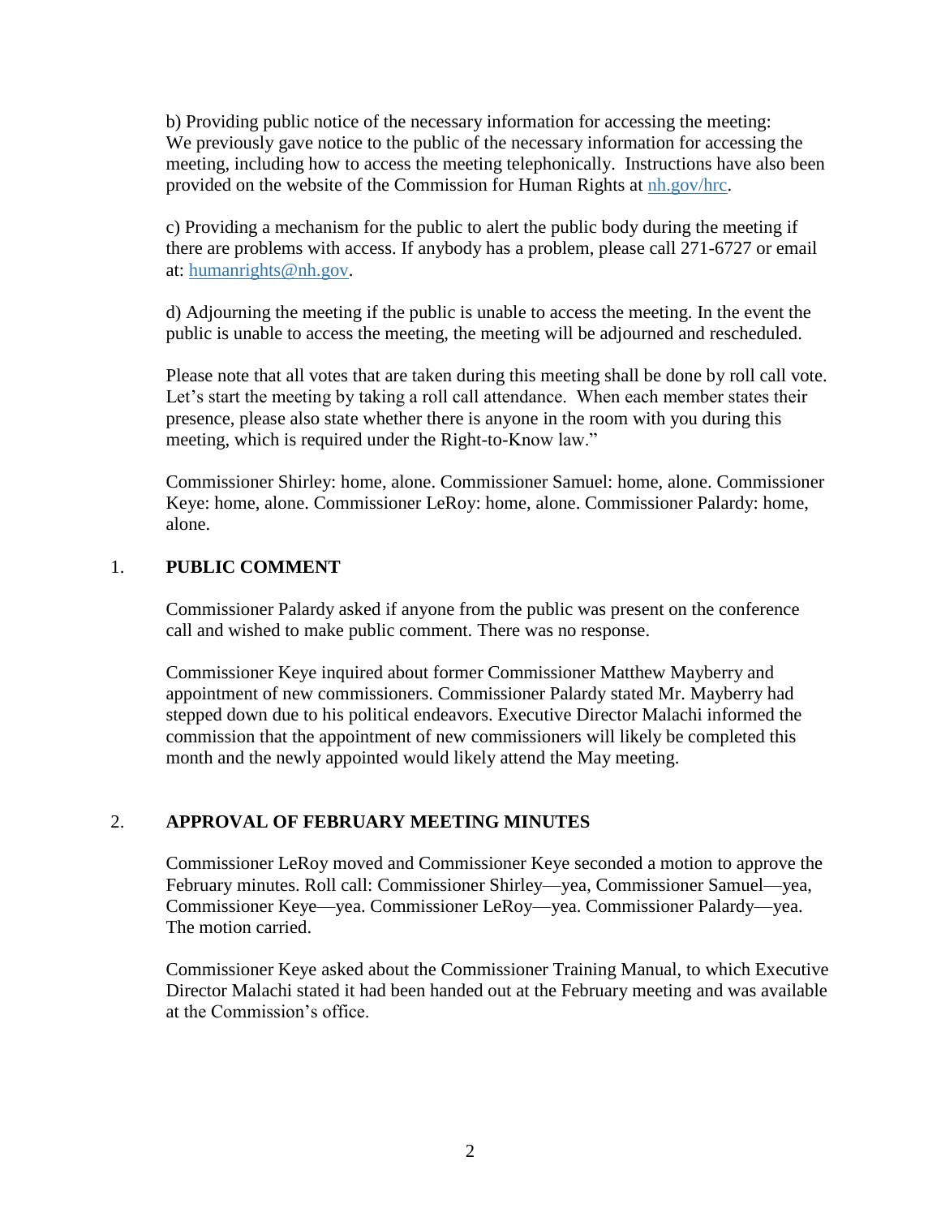b) Providing public notice of the necessary information for accessing the meeting: We previously gave notice to the public of the necessary information for accessing the meeting, including how to access the meeting telephonically. Instructions have also been provided on the website of the Commission for Human Rights at nh.gov/hrc.

c) Providing a mechanism for the public to alert the public body during the meeting if there are problems with access. If anybody has a problem, please call 271-6727 or email at: humanrights@nh.gov.

d) Adjourning the meeting if the public is unable to access the meeting. In the event the public is unable to access the meeting, the meeting will be adjourned and rescheduled.

Please note that all votes that are taken during this meeting shall be done by roll call vote. Let's start the meeting by taking a roll call attendance. When each member states their presence, please also state whether there is anyone in the room with you during this meeting, which is required under the Right-to-Know law."

Commissioner Shirley: home, alone. Commissioner Samuel: home, alone. Commissioner Keye: home, alone. Commissioner LeRoy: home, alone. Commissioner Palardy: home, alone.

1. **PUBLIC COMMENT**

Commissioner Palardy asked if anyone from the public was present on the conference call and wished to make public comment. There was no response.

Commissioner Keye inquired about former Commissioner Matthew Mayberry and appointment of new commissioners. Commissioner Palardy stated Mr. Mayberry had stepped down due to his political endeavors. Executive Director Malachi informed the commission that the appointment of new commissioners will likely be completed this month and the newly appointed would likely attend the May meeting.

2. **APPROVAL OF FEBRUARY MEETING MINUTES**

Commissioner LeRoy moved and Commissioner Keye seconded a motion to approve the February minutes. Roll call: Commissioner Shirley—yea, Commissioner Samuel—yea, Commissioner Keye—yea. Commissioner LeRoy—yea. Commissioner Palardy—yea. The motion carried.

Commissioner Keye asked about the Commissioner Training Manual, to which Executive Director Malachi stated it had been handed out at the February meeting and was available at the Commission's office.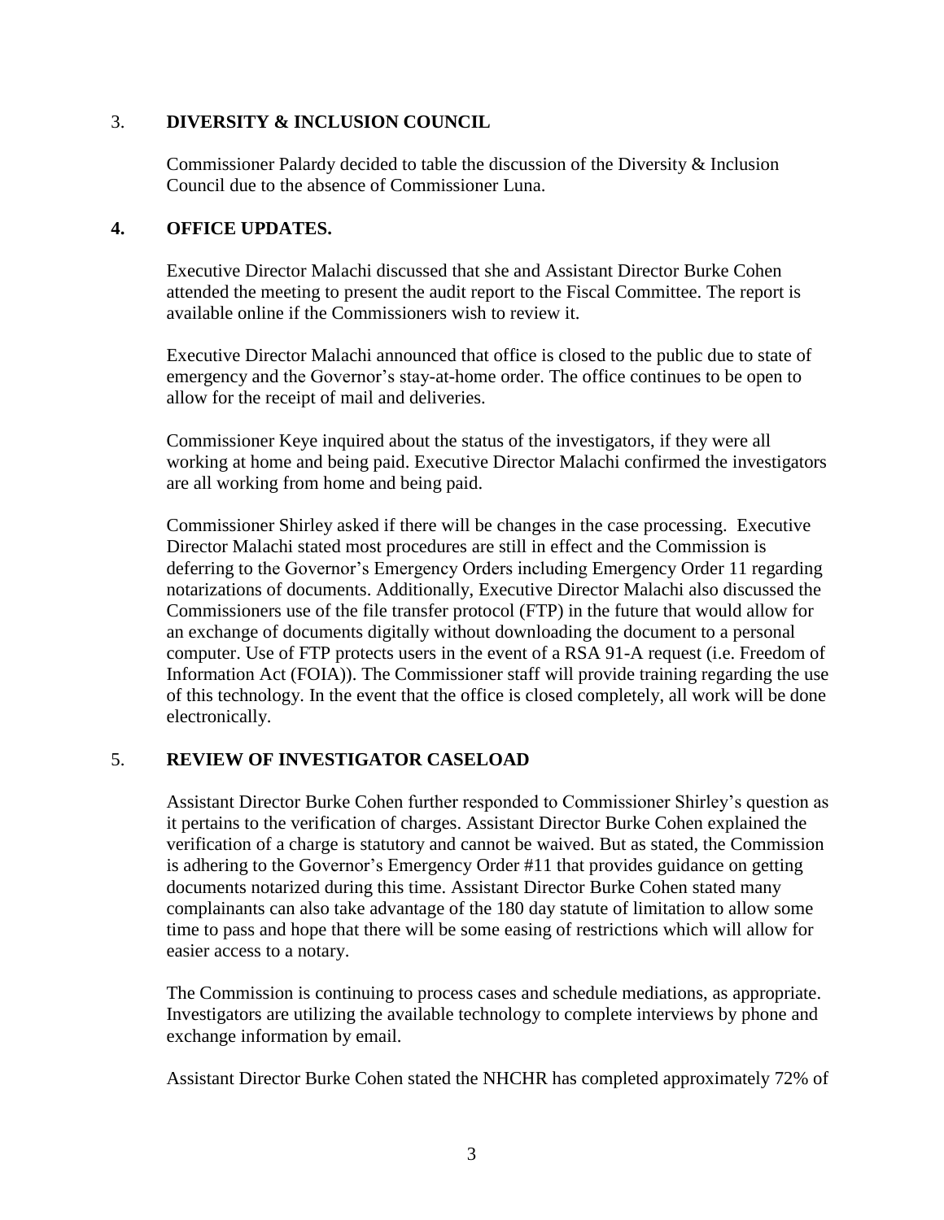## 3. DIVERSITY & INCLUSION COUNCIL

Commissioner Palardy decided to table the discussion of the Diversity & Inclusion Council due to the absence of Commissioner Luna.

## 4. OFFICE UPDATES.

Executive Director Malachi discussed that she and Assistant Director Burke Cohen attended the meeting to present the audit report to the Fiscal Committee. The report is available online if the Commissioners wish to review it.

Executive Director Malachi announced that office is closed to the public due to state of emergency and the Governor's stay-at-home order. The office continues to be open to allow for the receipt of mail and deliveries.

Commissioner Keye inquired about the status of the investigators, if they were all working at home and being paid. Executive Director Malachi confirmed the investigators are all working from home and being paid.

Commissioner Shirley asked if there will be changes in the case processing. Executive Director Malachi stated most procedures are still in effect and the Commission is deferring to the Governor's Emergency Orders including Emergency Order 11 regarding notarizations of documents. Additionally, Executive Director Malachi also discussed the Commissioners use of the file transfer protocol (FTP) in the future that would allow for an exchange of documents digitally without downloading the document to a personal computer. Use of FTP protects users in the event of a RSA 91-A request (i.e. Freedom of Information Act (FOIA)). The Commissioner staff will provide training regarding the use of this technology. In the event that the office is closed completely, all work will be done electronically.

## 5. REVIEW OF INVESTIGATOR CASELOAD

Assistant Director Burke Cohen further responded to Commissioner Shirley's question as it pertains to the verification of charges. Assistant Director Burke Cohen explained the verification of a charge is statutory and cannot be waived. But as stated, the Commission is adhering to the Governor's Emergency Order #11 that provides guidance on getting documents notarized during this time. Assistant Director Burke Cohen stated many complainants can also take advantage of the 180 day statute of limitation to allow some time to pass and hope that there will be some easing of restrictions which will allow for easier access to a notary.

The Commission is continuing to process cases and schedule mediations, as appropriate. Investigators are utilizing the available technology to complete interviews by phone and exchange information by email.

Assistant Director Burke Cohen stated the NHCHR has completed approximately 72% of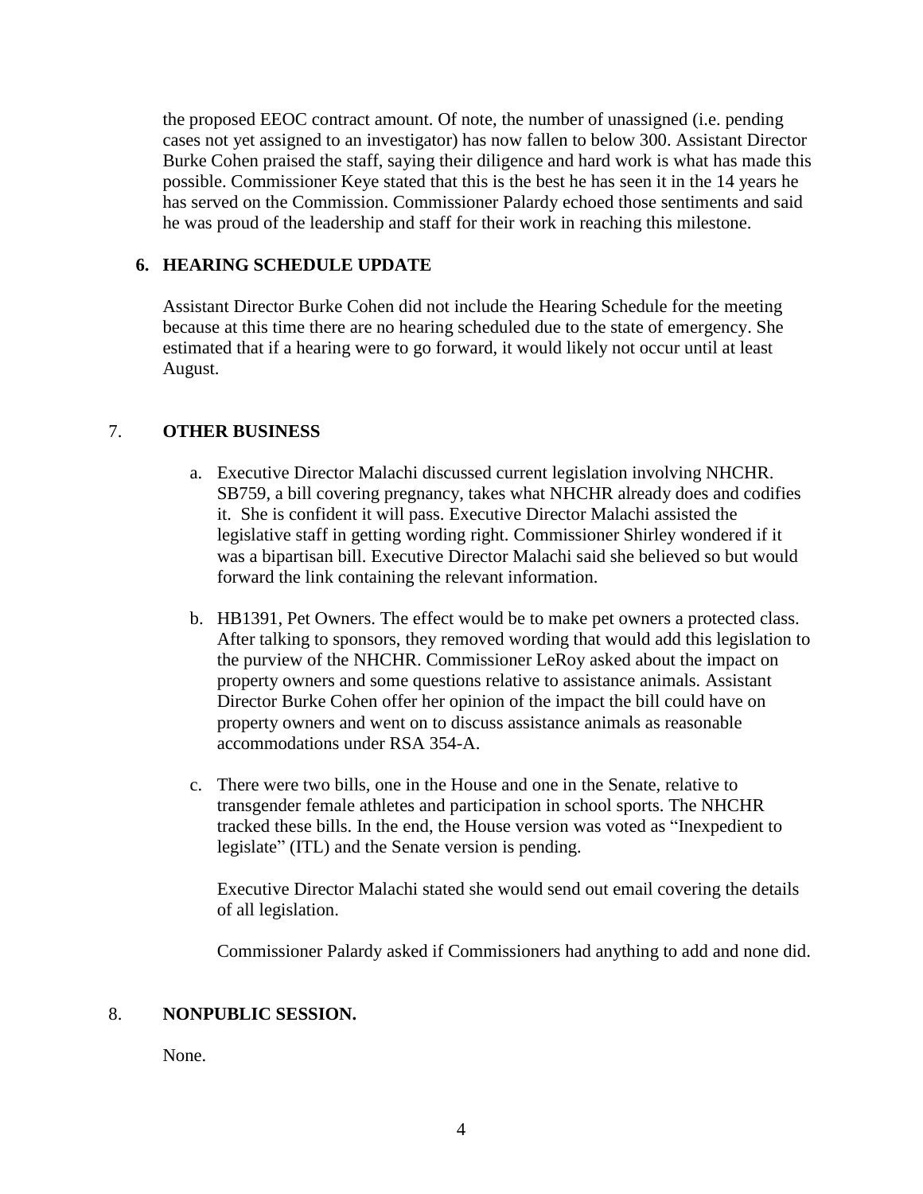the proposed EEOC contract amount. Of note, the number of unassigned (i.e. pending cases not yet assigned to an investigator) has now fallen to below 300. Assistant Director Burke Cohen praised the staff, saying their diligence and hard work is what has made this possible. Commissioner Keye stated that this is the best he has seen it in the 14 years he has served on the Commission. Commissioner Palardy echoed those sentiments and said he was proud of the leadership and staff for their work in reaching this milestone.

**6. HEARING SCHEDULE UPDATE**

Assistant Director Burke Cohen did not include the Hearing Schedule for the meeting because at this time there are no hearing scheduled due to the state of emergency. She estimated that if a hearing were to go forward, it would likely not occur until at least August.

7. **OTHER BUSINESS**

a. Executive Director Malachi discussed current legislation involving NHCHR. SB759, a bill covering pregnancy, takes what NHCHR already does and codifies it. She is confident it will pass. Executive Director Malachi assisted the legislative staff in getting wording right. Commissioner Shirley wondered if it was a bipartisan bill. Executive Director Malachi said she believed so but would forward the link containing the relevant information.

b. HB1391, Pet Owners. The effect would be to make pet owners a protected class. After talking to sponsors, they removed wording that would add this legislation to the purview of the NHCHR. Commissioner LeRoy asked about the impact on property owners and some questions relative to assistance animals. Assistant Director Burke Cohen offer her opinion of the impact the bill could have on property owners and went on to discuss assistance animals as reasonable accommodations under RSA 354-A.

c. There were two bills, one in the House and one in the Senate, relative to transgender female athletes and participation in school sports. The NHCHR tracked these bills. In the end, the House version was voted as "Inexpedient to legislate" (ITL) and the Senate version is pending.

   Executive Director Malachi stated she would send out email covering the details of all legislation.

   Commissioner Palardy asked if Commissioners had anything to add and none did.

8. **NONPUBLIC SESSION.**

None.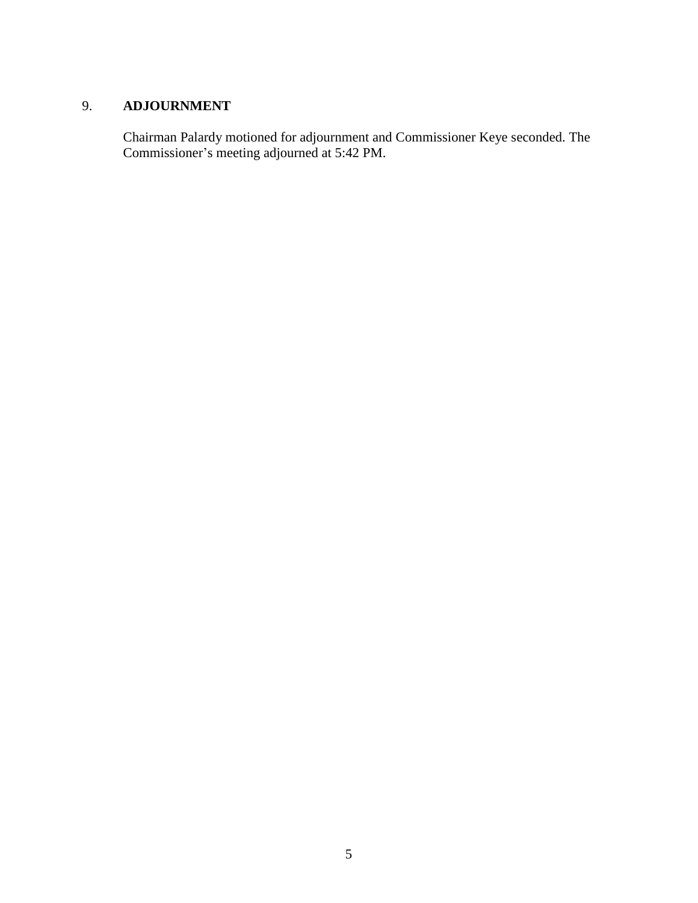## 9. ADJOURNMENT

Chairman Palardy motioned for adjournment and Commissioner Keye seconded. The Commissioner's meeting adjourned at 5:42 PM.